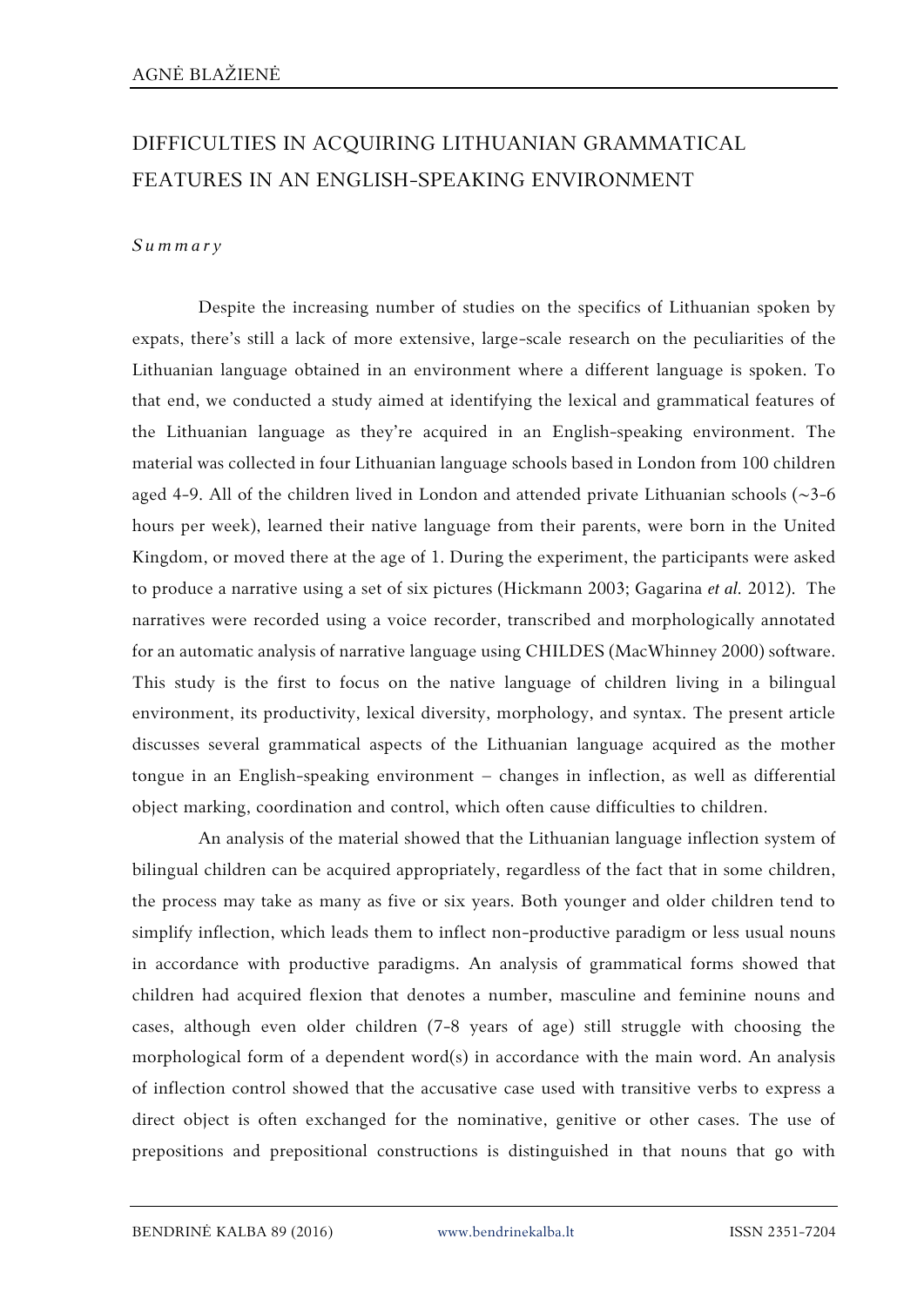AGNĖ BLAŽIENĖ

# DIFFICULTIES IN ACQUIRING LITHUANIAN GRAMMATICAL FEATURES IN AN ENGLISH-SPEAKING ENVIRONMENT

*Summary*

Despite the increasing number of studies on the specifics of Lithuanian spoken by expats, there's still a lack of more extensive, large-scale research on the peculiarities of the Lithuanian language obtained in an environment where a different language is spoken. To that end, we conducted a study aimed at identifying the lexical and grammatical features of the Lithuanian language as they're acquired in an English-speaking environment. The material was collected in four Lithuanian language schools based in London from 100 children aged 4-9. All of the children lived in London and attended private Lithuanian schools (~3-6 hours per week), learned their native language from their parents, were born in the United Kingdom, or moved there at the age of 1. During the experiment, the participants were asked to produce a narrative using a set of six pictures (Hickmann 2003; Gagarina *et al.* 2012). The narratives were recorded using a voice recorder, transcribed and morphologically annotated for an automatic analysis of narrative language using CHILDES (MacWhinney 2000) software. This study is the first to focus on the native language of children living in a bilingual environment, its productivity, lexical diversity, morphology, and syntax. The present article discusses several grammatical aspects of the Lithuanian language acquired as the mother tongue in an English-speaking environment – changes in inflection, as well as differential object marking, coordination and control, which often cause difficulties to children.

An analysis of the material showed that the Lithuanian language inflection system of bilingual children can be acquired appropriately, regardless of the fact that in some children, the process may take as many as five or six years. Both younger and older children tend to simplify inflection, which leads them to inflect non-productive paradigm or less usual nouns in accordance with productive paradigms. An analysis of grammatical forms showed that children had acquired flexion that denotes a number, masculine and feminine nouns and cases, although even older children (7-8 years of age) still struggle with choosing the morphological form of a dependent word(s) in accordance with the main word. An analysis of inflection control showed that the accusative case used with transitive verbs to express a direct object is often exchanged for the nominative, genitive or other cases. The use of prepositions and prepositional constructions is distinguished in that nouns that go with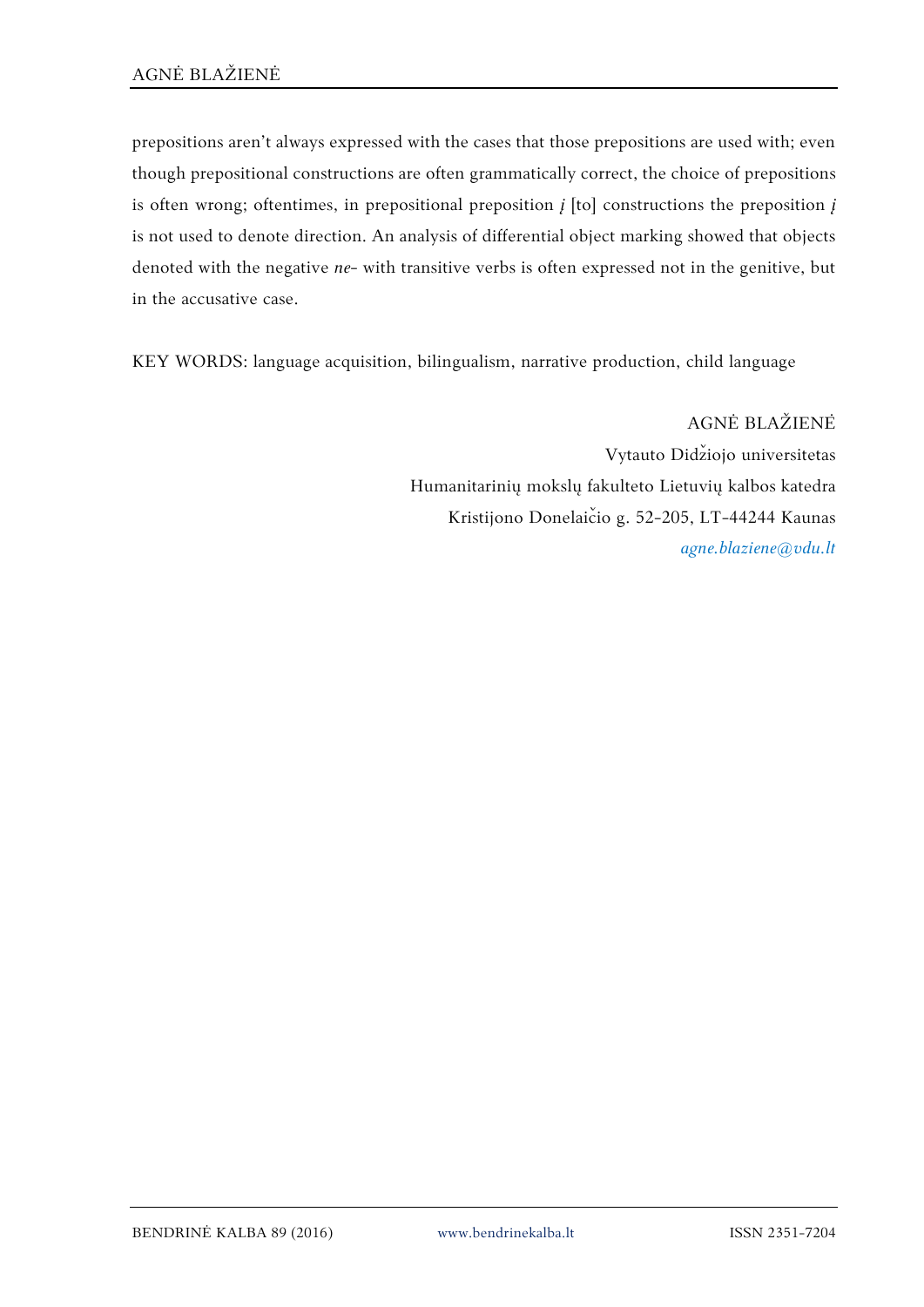prepositions aren't always expressed with the cases that those prepositions are used with; even though prepositional constructions are often grammatically correct, the choice of prepositions is often wrong; oftentimes, in prepositional preposition *į* [to] constructions the preposition *į* is not used to denote direction. An analysis of differential object marking showed that objects denoted with the negative *ne-* with transitive verbs is often expressed not in the genitive, but in the accusative case.

KEY WORDS: language acquisition, bilingualism, narrative production, child language

AGNĖ BLAŽIENĖ  
Vytauto Didžiojo universitetas  
Humanitarinių mokslų fakulteto Lietuvių kalbos katedra  
Kristijono Donelaičio g. 52-205, LT-44244 Kaunas  
*agne.blaziene@vdu.lt*